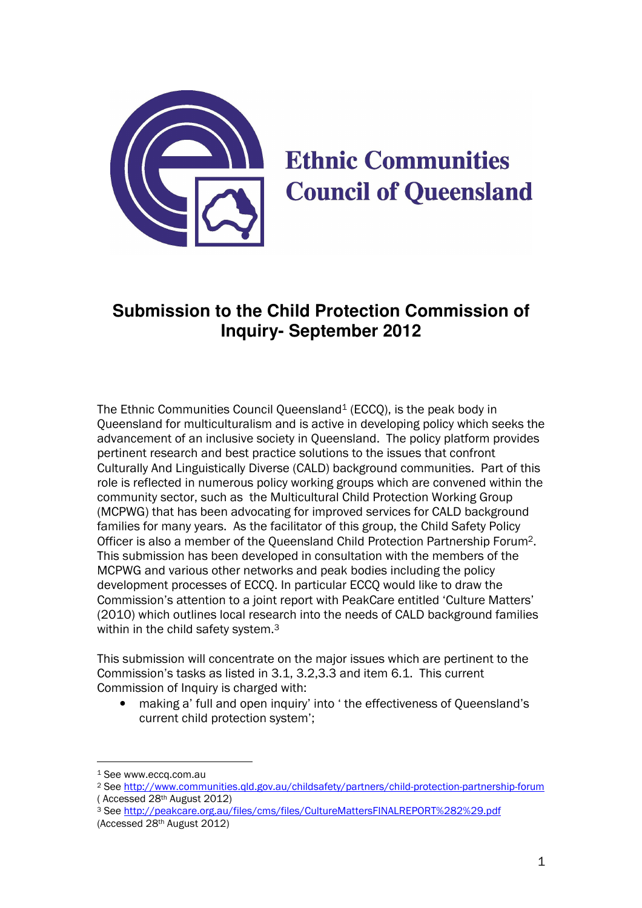**Ethnic Communities Council of Queensland**

# Submission to the Child Protection Commission of Inquiry- September 2012

The Ethnic Communities Council Queensland[1] (ECCQ), is the peak body in Queensland for multiculturalism and is active in developing policy which seeks the advancement of an inclusive society in Queensland. The policy platform provides pertinent research and best practice solutions to the issues that confront Culturally And Linguistically Diverse (CALD) background communities. Part of this role is reflected in numerous policy working groups which are convened within the community sector, such as the Multicultural Child Protection Working Group (MCPWG) that has been advocating for improved services for CALD background families for many years. As the facilitator of this group, the Child Safety Policy Officer is also a member of the Queensland Child Protection Partnership Forum[2]. This submission has been developed in consultation with the members of the MCPWG and various other networks and peak bodies including the policy development processes of ECCQ. In particular ECCQ would like to draw the Commission's attention to a joint report with PeakCare entitled 'Culture Matters' (2010) which outlines local research into the needs of CALD background families within in the child safety system.[3]

This submission will concentrate on the major issues which are pertinent to the Commission's tasks as listed in 3.1, 3.2,3.3 and item 6.1. This current Commission of Inquiry is charged with:

- making a' full and open inquiry' into ' the effectiveness of Queensland's current child protection system';

---

[1] See www.eccq.com.au

[2] See http://www.communities.qld.gov.au/childsafety/partners/child-protection-partnership-forum ( Accessed 28th August 2012)

[3] See http://peakcare.org.au/files/cms/files/CultureMattersFINALREPORT%282%29.pdf (Accessed 28th August 2012)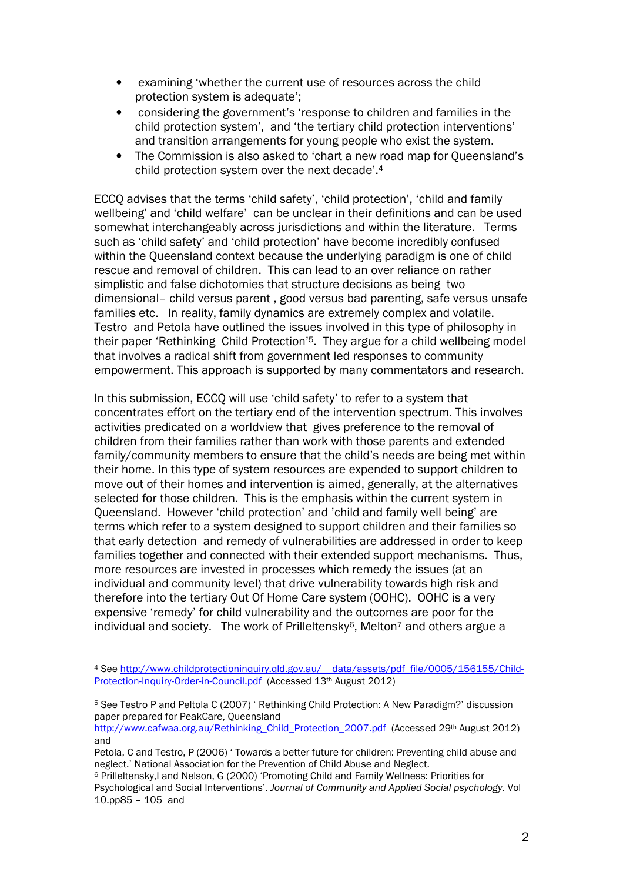- examining 'whether the current use of resources across the child protection system is adequate';
- considering the government's 'response to children and families in the child protection system', and 'the tertiary child protection interventions' and transition arrangements for young people who exist the system.
- The Commission is also asked to 'chart a new road map for Queensland's child protection system over the next decade'.[4]

ECCQ advises that the terms 'child safety', 'child protection', 'child and family wellbeing' and 'child welfare' can be unclear in their definitions and can be used somewhat interchangeably across jurisdictions and within the literature. Terms such as 'child safety' and 'child protection' have become incredibly confused within the Queensland context because the underlying paradigm is one of child rescue and removal of children. This can lead to an over reliance on rather simplistic and false dichotomies that structure decisions as being two dimensional– child versus parent , good versus bad parenting, safe versus unsafe families etc. In reality, family dynamics are extremely complex and volatile. Testro and Petola have outlined the issues involved in this type of philosophy in their paper 'Rethinking Child Protection'[5]. They argue for a child wellbeing model that involves a radical shift from government led responses to community empowerment. This approach is supported by many commentators and research.

In this submission, ECCQ will use 'child safety' to refer to a system that concentrates effort on the tertiary end of the intervention spectrum. This involves activities predicated on a worldview that gives preference to the removal of children from their families rather than work with those parents and extended family/community members to ensure that the child's needs are being met within their home. In this type of system resources are expended to support children to move out of their homes and intervention is aimed, generally, at the alternatives selected for those children. This is the emphasis within the current system in Queensland. However 'child protection' and 'child and family well being' are terms which refer to a system designed to support children and their families so that early detection and remedy of vulnerabilities are addressed in order to keep families together and connected with their extended support mechanisms. Thus, more resources are invested in processes which remedy the issues (at an individual and community level) that drive vulnerability towards high risk and therefore into the tertiary Out Of Home Care system (OOHC). OOHC is a very expensive 'remedy' for child vulnerability and the outcomes are poor for the individual and society. The work of Prilleltensky[6], Melton[7] and others argue a

---

[4] See http://www.childprotectioninquiry.qld.gov.au/__data/assets/pdf_file/0005/156155/Child-Protection-Inquiry-Order-in-Council.pdf (Accessed 13th August 2012)

[5] See Testro P and Peltola C (2007) ' Rethinking Child Protection: A New Paradigm?' discussion paper prepared for PeakCare, Queensland http://www.cafwaa.org.au/Rethinking_Child_Protection_2007.pdf (Accessed 29th August 2012) and

Petola, C and Testro, P (2006) ' Towards a better future for children: Preventing child abuse and neglect.' National Association for the Prevention of Child Abuse and Neglect.

[6] Prilleltensky,I and Nelson, G (2000) 'Promoting Child and Family Wellness: Priorities for Psychological and Social Interventions'. *Journal of Community and Applied Social psychology*. Vol 10.pp85 – 105 and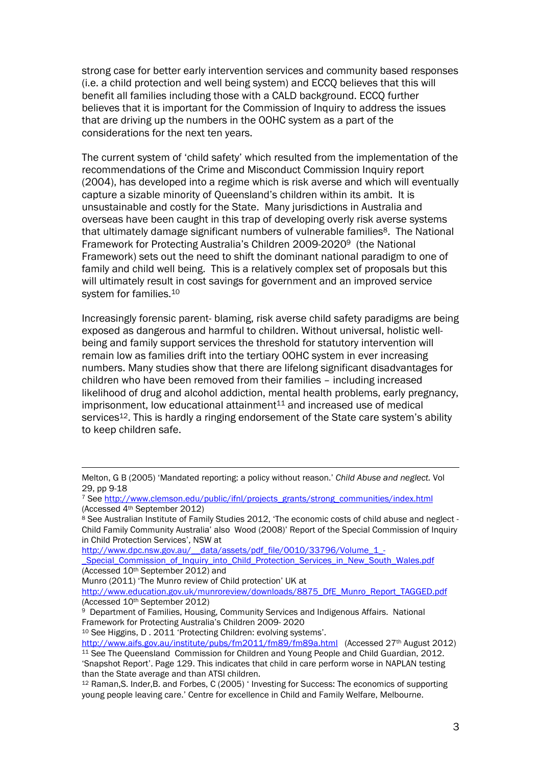strong case for better early intervention services and community based responses (i.e. a child protection and well being system) and ECCQ believes that this will benefit all families including those with a CALD background. ECCQ further believes that it is important for the Commission of Inquiry to address the issues that are driving up the numbers in the OOHC system as a part of the considerations for the next ten years.

The current system of 'child safety' which resulted from the implementation of the recommendations of the Crime and Misconduct Commission Inquiry report (2004), has developed into a regime which is risk averse and which will eventually capture a sizable minority of Queensland's children within its ambit. It is unsustainable and costly for the State. Many jurisdictions in Australia and overseas have been caught in this trap of developing overly risk averse systems that ultimately damage significant numbers of vulnerable families[8]. The National Framework for Protecting Australia's Children 2009-2020[9] (the National Framework) sets out the need to shift the dominant national paradigm to one of family and child well being. This is a relatively complex set of proposals but this will ultimately result in cost savings for government and an improved service system for families.[10]

Increasingly forensic parent- blaming, risk averse child safety paradigms are being exposed as dangerous and harmful to children. Without universal, holistic well-being and family support services the threshold for statutory intervention will remain low as families drift into the tertiary OOHC system in ever increasing numbers. Many studies show that there are lifelong significant disadvantages for children who have been removed from their families – including increased likelihood of drug and alcohol addiction, mental health problems, early pregnancy, imprisonment, low educational attainment[11] and increased use of medical services[12]. This is hardly a ringing endorsement of the State care system's ability to keep children safe.

---

Melton, G B (2005) 'Mandated reporting: a policy without reason.' *Child Abuse and neglect.* Vol 29, pp 9-18

[7] See http://www.clemson.edu/public/ifnl/projects_grants/strong_communities/index.html (Accessed 4th September 2012)

[8] See Australian Institute of Family Studies 2012, 'The economic costs of child abuse and neglect - Child Family Community Australia' also Wood (2008)' Report of the Special Commission of Inquiry in Child Protection Services', NSW at http://www.dpc.nsw.gov.au/__data/assets/pdf_file/0010/33796/Volume_1_-_Special_Commission_of_Inquiry_into_Child_Protection_Services_in_New_South_Wales.pdf (Accessed 10th September 2012) and Munro (2011) 'The Munro review of Child protection' UK at http://www.education.gov.uk/munroreview/downloads/8875_DfE_Munro_Report_TAGGED.pdf (Accessed 10th September 2012)

[9] Department of Families, Housing, Community Services and Indigenous Affairs. National Framework for Protecting Australia's Children 2009- 2020

[10] See Higgins, D . 2011 'Protecting Children: evolving systems'. http://www.aifs.gov.au/institute/pubs/fm2011/fm89/fm89a.html (Accessed 27th August 2012)

[11] See The Queensland Commission for Children and Young People and Child Guardian, 2012. 'Snapshot Report'. Page 129. This indicates that child in care perform worse in NAPLAN testing than the State average and than ATSI children.

[12] Raman,S. Inder,B. and Forbes, C (2005) ' Investing for Success: The economics of supporting young people leaving care.' Centre for excellence in Child and Family Welfare, Melbourne.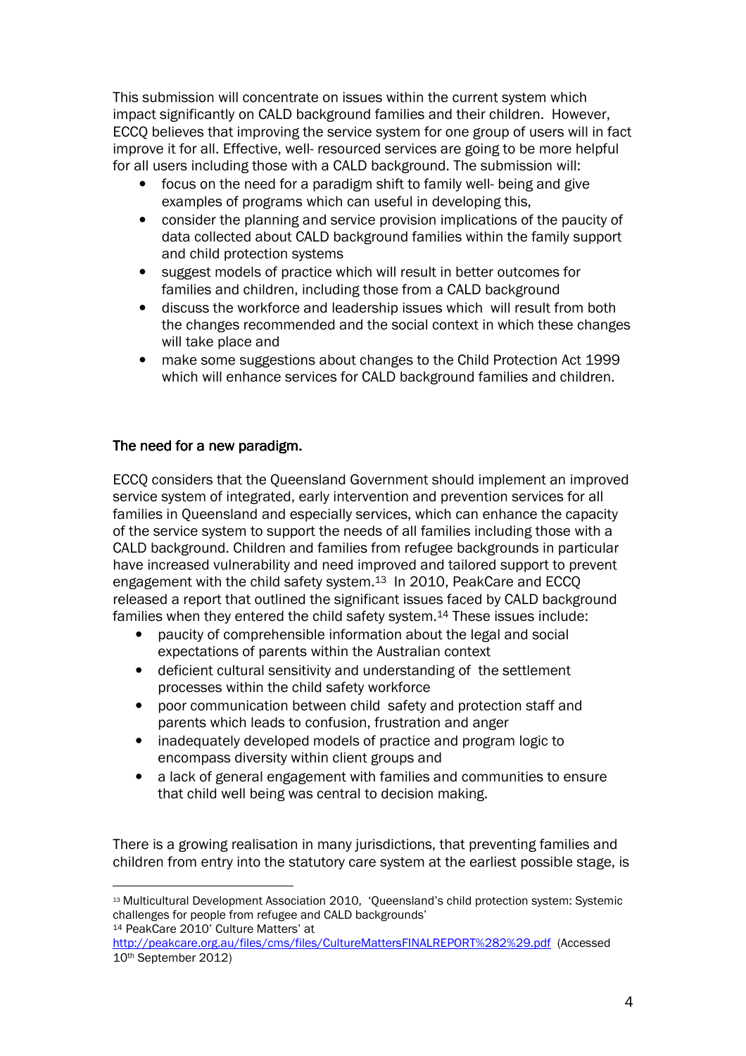This submission will concentrate on issues within the current system which impact significantly on CALD background families and their children. However, ECCQ believes that improving the service system for one group of users will in fact improve it for all. Effective, well- resourced services are going to be more helpful for all users including those with a CALD background. The submission will:

- focus on the need for a paradigm shift to family well- being and give examples of programs which can useful in developing this,
- consider the planning and service provision implications of the paucity of data collected about CALD background families within the family support and child protection systems
- suggest models of practice which will result in better outcomes for families and children, including those from a CALD background
- discuss the workforce and leadership issues which will result from both the changes recommended and the social context in which these changes will take place and
- make some suggestions about changes to the Child Protection Act 1999 which will enhance services for CALD background families and children.

## The need for a new paradigm.

ECCQ considers that the Queensland Government should implement an improved service system of integrated, early intervention and prevention services for all families in Queensland and especially services, which can enhance the capacity of the service system to support the needs of all families including those with a CALD background. Children and families from refugee backgrounds in particular have increased vulnerability and need improved and tailored support to prevent engagement with the child safety system.[13] In 2010, PeakCare and ECCQ released a report that outlined the significant issues faced by CALD background families when they entered the child safety system.[14] These issues include:

- paucity of comprehensible information about the legal and social expectations of parents within the Australian context
- deficient cultural sensitivity and understanding of the settlement processes within the child safety workforce
- poor communication between child safety and protection staff and parents which leads to confusion, frustration and anger
- inadequately developed models of practice and program logic to encompass diversity within client groups and
- a lack of general engagement with families and communities to ensure that child well being was central to decision making.

There is a growing realisation in many jurisdictions, that preventing families and children from entry into the statutory care system at the earliest possible stage, is

---

[13] Multicultural Development Association 2010, 'Queensland's child protection system: Systemic challenges for people from refugee and CALD backgrounds'

[14] PeakCare 2010' Culture Matters' at http://peakcare.org.au/files/cms/files/CultureMattersFINALREPORT%282%29.pdf (Accessed 10th September 2012)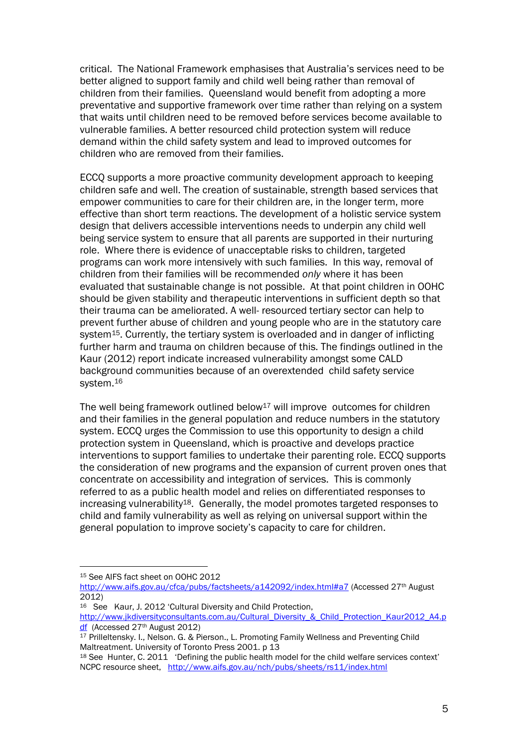critical. The National Framework emphasises that Australia's services need to be better aligned to support family and child well being rather than removal of children from their families. Queensland would benefit from adopting a more preventative and supportive framework over time rather than relying on a system that waits until children need to be removed before services become available to vulnerable families. A better resourced child protection system will reduce demand within the child safety system and lead to improved outcomes for children who are removed from their families.

ECCQ supports a more proactive community development approach to keeping children safe and well. The creation of sustainable, strength based services that empower communities to care for their children are, in the longer term, more effective than short term reactions. The development of a holistic service system design that delivers accessible interventions needs to underpin any child well being service system to ensure that all parents are supported in their nurturing role. Where there is evidence of unacceptable risks to children, targeted programs can work more intensively with such families. In this way, removal of children from their families will be recommended *only* where it has been evaluated that sustainable change is not possible. At that point children in OOHC should be given stability and therapeutic interventions in sufficient depth so that their trauma can be ameliorated. A well- resourced tertiary sector can help to prevent further abuse of children and young people who are in the statutory care system[15]. Currently, the tertiary system is overloaded and in danger of inflicting further harm and trauma on children because of this. The findings outlined in the Kaur (2012) report indicate increased vulnerability amongst some CALD background communities because of an overextended child safety service system.[16]

The well being framework outlined below[17] will improve outcomes for children and their families in the general population and reduce numbers in the statutory system. ECCQ urges the Commission to use this opportunity to design a child protection system in Queensland, which is proactive and develops practice interventions to support families to undertake their parenting role. ECCQ supports the consideration of new programs and the expansion of current proven ones that concentrate on accessibility and integration of services. This is commonly referred to as a public health model and relies on differentiated responses to increasing vulnerability[18]. Generally, the model promotes targeted responses to child and family vulnerability as well as relying on universal support within the general population to improve society's capacity to care for children.

---

[15] See AIFS fact sheet on OOHC 2012 http://www.aifs.gov.au/cfca/pubs/factsheets/a142092/index.html#a7 (Accessed 27th August 2012)

[16] See Kaur, J. 2012 'Cultural Diversity and Child Protection, http://www.jkdiversityconsultants.com.au/Cultural_Diversity_&_Child_Protection_Kaur2012_A4.pdf (Accessed 27th August 2012)

[17] Prilleltensky. I., Nelson. G. & Pierson., L. Promoting Family Wellness and Preventing Child Maltreatment. University of Toronto Press 2001. p 13

[18] See Hunter, C. 2011 'Defining the public health model for the child welfare services context' NCPC resource sheet, http://www.aifs.gov.au/nch/pubs/sheets/rs11/index.html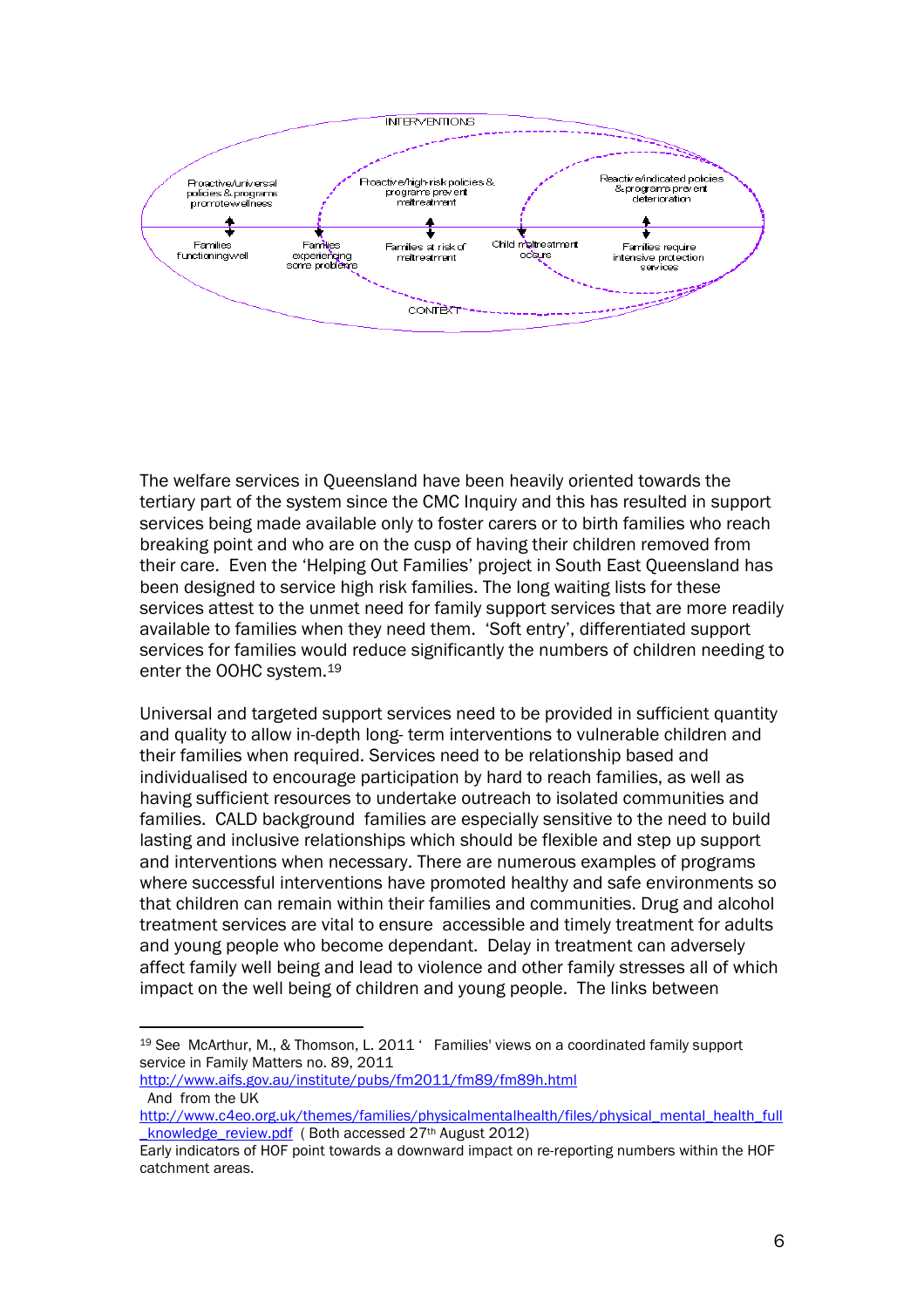INTERVENTIONS

Proactive/universal policies & programs promote wellness

Proactive/high-risk policies & programs prevent maltreatment

Reactive/indicated policies & programs prevent deterioration

Families functioning well

Families experiencing some problems

Families at risk of maltreatment

Child maltreatment occurs

Families require intensive protection services

CONTEXT

The welfare services in Queensland have been heavily oriented towards the tertiary part of the system since the CMC Inquiry and this has resulted in support services being made available only to foster carers or to birth families who reach breaking point and who are on the cusp of having their children removed from their care. Even the 'Helping Out Families' project in South East Queensland has been designed to service high risk families. The long waiting lists for these services attest to the unmet need for family support services that are more readily available to families when they need them. 'Soft entry', differentiated support services for families would reduce significantly the numbers of children needing to enter the OOHC system.[19]

Universal and targeted support services need to be provided in sufficient quantity and quality to allow in-depth long- term interventions to vulnerable children and their families when required. Services need to be relationship based and individualised to encourage participation by hard to reach families, as well as having sufficient resources to undertake outreach to isolated communities and families. CALD background families are especially sensitive to the need to build lasting and inclusive relationships which should be flexible and step up support and interventions when necessary. There are numerous examples of programs where successful interventions have promoted healthy and safe environments so that children can remain within their families and communities. Drug and alcohol treatment services are vital to ensure accessible and timely treatment for adults and young people who become dependant. Delay in treatment can adversely affect family well being and lead to violence and other family stresses all of which impact on the well being of children and young people. The links between

---

[19] See McArthur, M., & Thomson, L. 2011 ' Families' views on a coordinated family support service in Family Matters no. 89, 2011
http://www.aifs.gov.au/institute/pubs/fm2011/fm89/fm89h.html
And from the UK
http://www.c4eo.org.uk/themes/families/physicalmentalhealth/files/physical_mental_health_full_knowledge_review.pdf ( Both accessed 27th August 2012)
Early indicators of HOF point towards a downward impact on re-reporting numbers within the HOF catchment areas.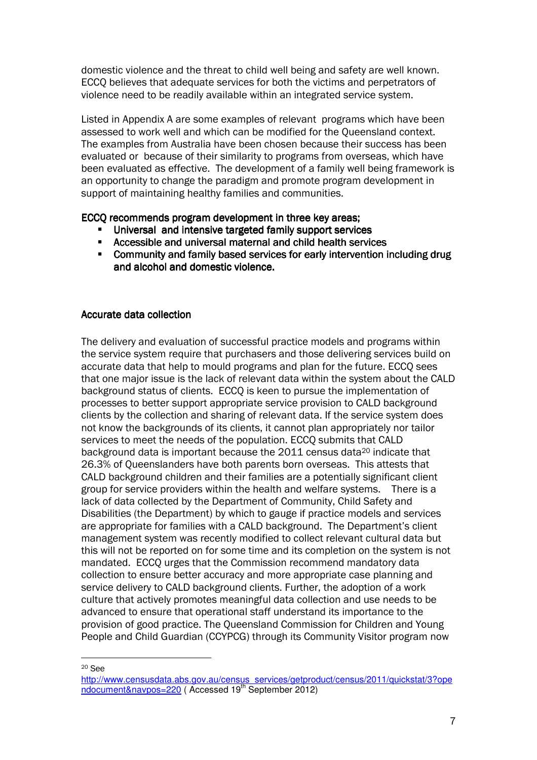domestic violence and the threat to child well being and safety are well known. ECCQ believes that adequate services for both the victims and perpetrators of violence need to be readily available within an integrated service system.

Listed in Appendix A are some examples of relevant programs which have been assessed to work well and which can be modified for the Queensland context. The examples from Australia have been chosen because their success has been evaluated or because of their similarity to programs from overseas, which have been evaluated as effective. The development of a family well being framework is an opportunity to change the paradigm and promote program development in support of maintaining healthy families and communities.

**ECCQ recommends program development in three key areas;**

- **Universal and intensive targeted family support services**
- **Accessible and universal maternal and child health services**
- **Community and family based services for early intervention including drug and alcohol and domestic violence.**

## Accurate data collection

The delivery and evaluation of successful practice models and programs within the service system require that purchasers and those delivering services build on accurate data that help to mould programs and plan for the future. ECCQ sees that one major issue is the lack of relevant data within the system about the CALD background status of clients. ECCQ is keen to pursue the implementation of processes to better support appropriate service provision to CALD background clients by the collection and sharing of relevant data. If the service system does not know the backgrounds of its clients, it cannot plan appropriately nor tailor services to meet the needs of the population. ECCQ submits that CALD background data is important because the 2011 census data[20] indicate that 26.3% of Queenslanders have both parents born overseas. This attests that CALD background children and their families are a potentially significant client group for service providers within the health and welfare systems. There is a lack of data collected by the Department of Community, Child Safety and Disabilities (the Department) by which to gauge if practice models and services are appropriate for families with a CALD background. The Department's client management system was recently modified to collect relevant cultural data but this will not be reported on for some time and its completion on the system is not mandated. ECCQ urges that the Commission recommend mandatory data collection to ensure better accuracy and more appropriate case planning and service delivery to CALD background clients. Further, the adoption of a work culture that actively promotes meaningful data collection and use needs to be advanced to ensure that operational staff understand its importance to the provision of good practice. The Queensland Commission for Children and Young People and Child Guardian (CCYPCG) through its Community Visitor program now

[20] See http://www.censusdata.abs.gov.au/census_services/getproduct/census/2011/quickstat/3?opendocument&navpos=220 ( Accessed 19th September 2012)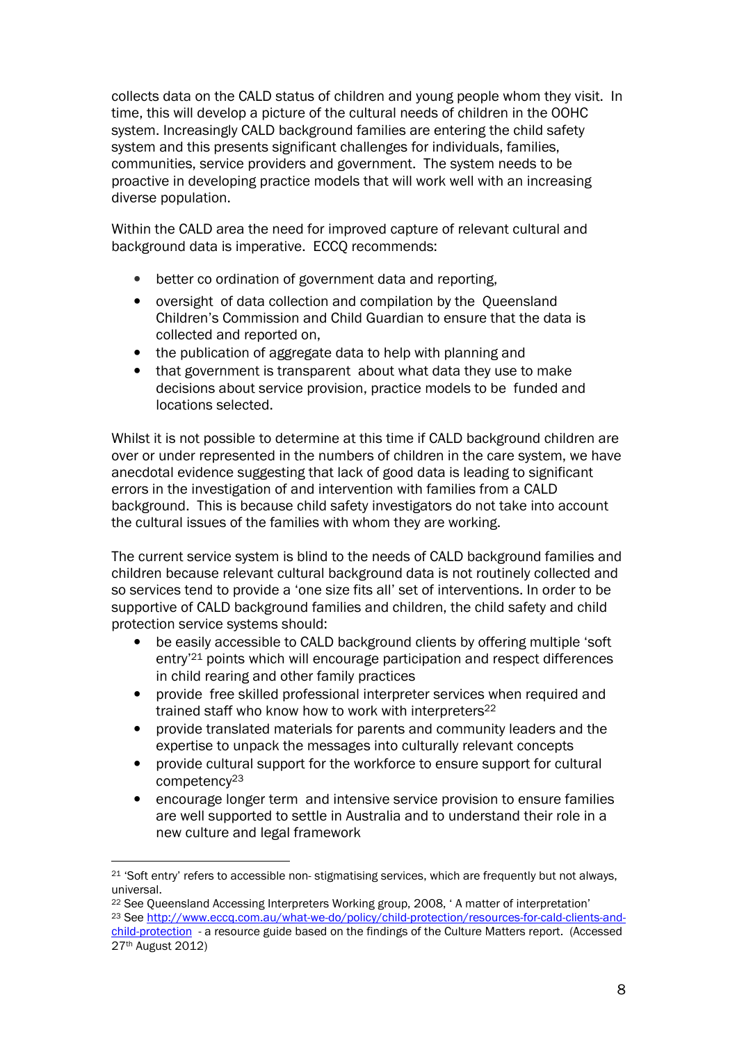collects data on the CALD status of children and young people whom they visit. In time, this will develop a picture of the cultural needs of children in the OOHC system. Increasingly CALD background families are entering the child safety system and this presents significant challenges for individuals, families, communities, service providers and government. The system needs to be proactive in developing practice models that will work well with an increasing diverse population.

Within the CALD area the need for improved capture of relevant cultural and background data is imperative. ECCQ recommends:

- better co ordination of government data and reporting,
- oversight of data collection and compilation by the Queensland Children's Commission and Child Guardian to ensure that the data is collected and reported on,
- the publication of aggregate data to help with planning and
- that government is transparent about what data they use to make decisions about service provision, practice models to be funded and locations selected.

Whilst it is not possible to determine at this time if CALD background children are over or under represented in the numbers of children in the care system, we have anecdotal evidence suggesting that lack of good data is leading to significant errors in the investigation of and intervention with families from a CALD background. This is because child safety investigators do not take into account the cultural issues of the families with whom they are working.

The current service system is blind to the needs of CALD background families and children because relevant cultural background data is not routinely collected and so services tend to provide a 'one size fits all' set of interventions. In order to be supportive of CALD background families and children, the child safety and child protection service systems should:

- be easily accessible to CALD background clients by offering multiple 'soft entry'[21] points which will encourage participation and respect differences in child rearing and other family practices
- provide free skilled professional interpreter services when required and trained staff who know how to work with interpreters[22]
- provide translated materials for parents and community leaders and the expertise to unpack the messages into culturally relevant concepts
- provide cultural support for the workforce to ensure support for cultural competency[23]
- encourage longer term and intensive service provision to ensure families are well supported to settle in Australia and to understand their role in a new culture and legal framework

---

[21] 'Soft entry' refers to accessible non- stigmatising services, which are frequently but not always, universal.

[22] See Queensland Accessing Interpreters Working group, 2008, ' A matter of interpretation'

[23] See http://www.eccq.com.au/what-we-do/policy/child-protection/resources-for-cald-clients-and-child-protection - a resource guide based on the findings of the Culture Matters report. (Accessed 27th August 2012)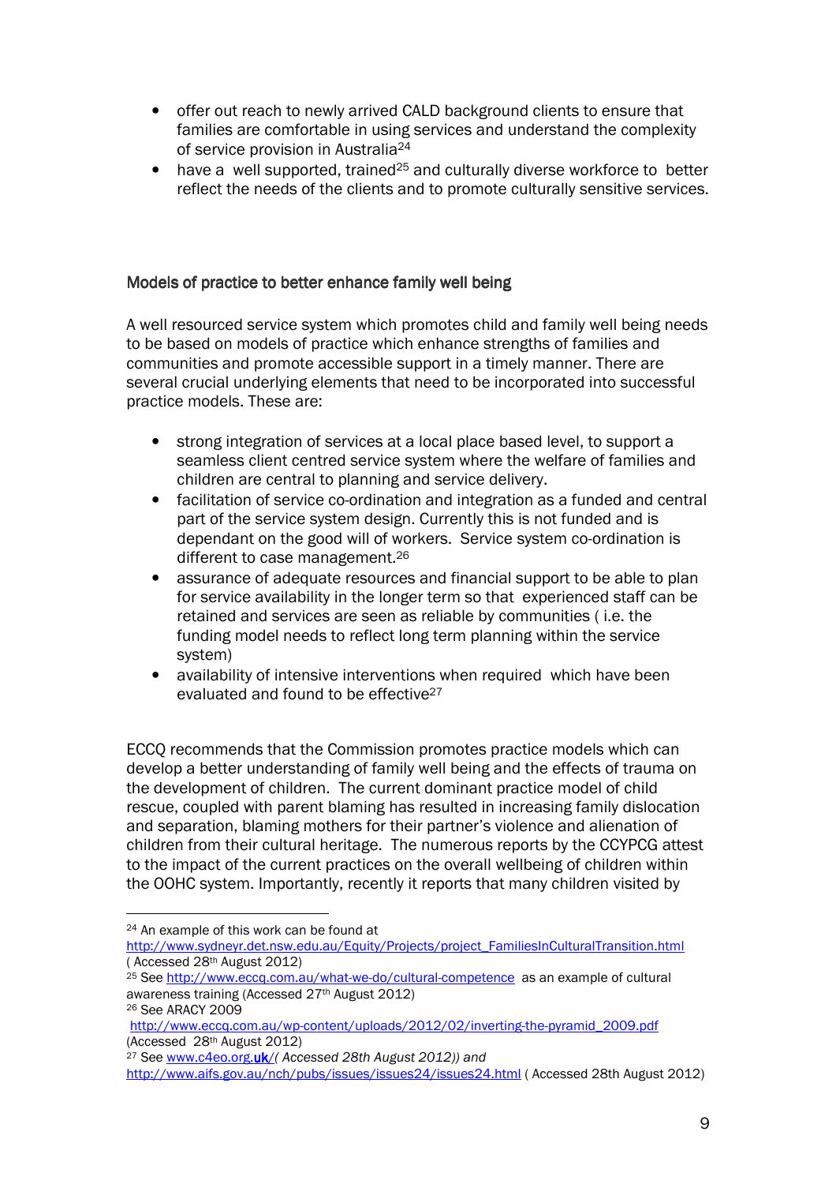- offer out reach to newly arrived CALD background clients to ensure that families are comfortable in using services and understand the complexity of service provision in Australia[24]
- have a well supported, trained[25] and culturally diverse workforce to better reflect the needs of the clients and to promote culturally sensitive services.

## Models of practice to better enhance family well being

A well resourced service system which promotes child and family well being needs to be based on models of practice which enhance strengths of families and communities and promote accessible support in a timely manner. There are several crucial underlying elements that need to be incorporated into successful practice models. These are:

- strong integration of services at a local place based level, to support a seamless client centred service system where the welfare of families and children are central to planning and service delivery.
- facilitation of service co-ordination and integration as a funded and central part of the service system design. Currently this is not funded and is dependant on the good will of workers. Service system co-ordination is different to case management.[26]
- assurance of adequate resources and financial support to be able to plan for service availability in the longer term so that experienced staff can be retained and services are seen as reliable by communities ( i.e. the funding model needs to reflect long term planning within the service system)
- availability of intensive interventions when required which have been evaluated and found to be effective[27]

ECCQ recommends that the Commission promotes practice models which can develop a better understanding of family well being and the effects of trauma on the development of children. The current dominant practice model of child rescue, coupled with parent blaming has resulted in increasing family dislocation and separation, blaming mothers for their partner's violence and alienation of children from their cultural heritage. The numerous reports by the CCYPCG attest to the impact of the current practices on the overall wellbeing of children within the OOHC system. Importantly, recently it reports that many children visited by

---

[24] An example of this work can be found at http://www.sydneyr.det.nsw.edu.au/Equity/Projects/project_FamiliesInCulturalTransition.html ( Accessed 28th August 2012)

[25] See http://www.eccq.com.au/what-we-do/cultural-competence as an example of cultural awareness training (Accessed 27th August 2012)

[26] See ARACY 2009 http://www.eccq.com.au/wp-content/uploads/2012/02/inverting-the-pyramid_2009.pdf (Accessed 28th August 2012)

[27] See www.c4eo.org.uk/ *( Accessed 28th August 2012)) and* http://www.aifs.gov.au/nch/pubs/issues/issues24/issues24.html ( Accessed 28th August 2012)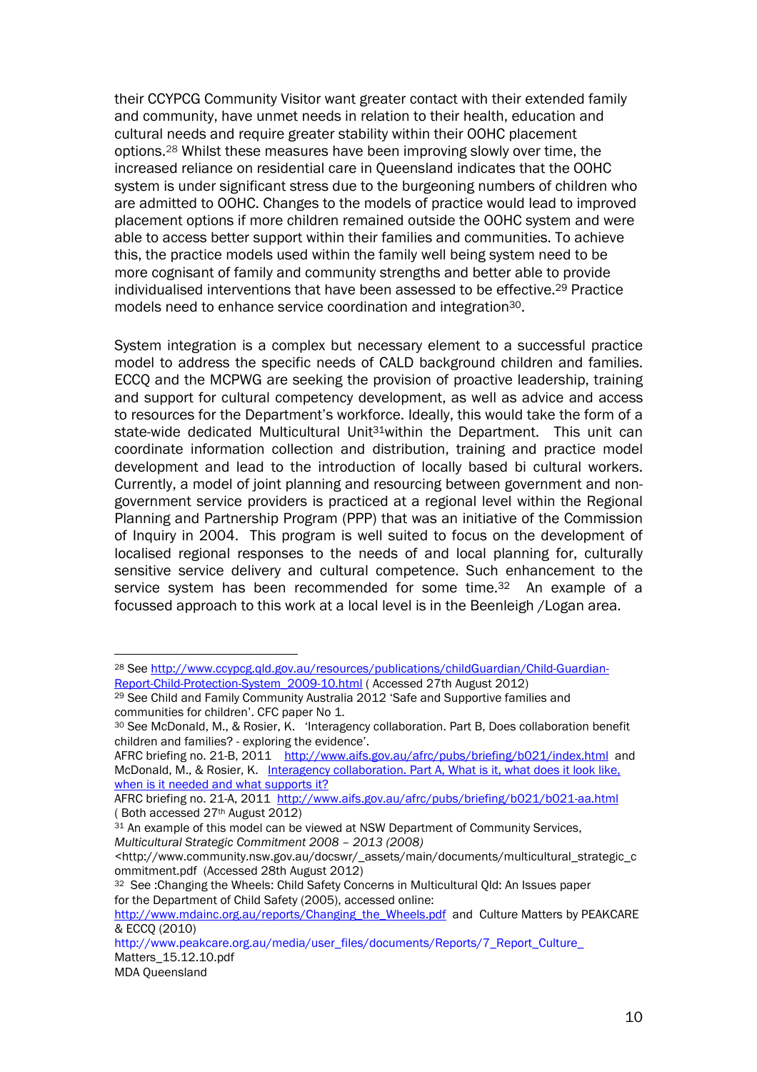their CCYPCG Community Visitor want greater contact with their extended family and community, have unmet needs in relation to their health, education and cultural needs and require greater stability within their OOHC placement options.[28] Whilst these measures have been improving slowly over time, the increased reliance on residential care in Queensland indicates that the OOHC system is under significant stress due to the burgeoning numbers of children who are admitted to OOHC. Changes to the models of practice would lead to improved placement options if more children remained outside the OOHC system and were able to access better support within their families and communities. To achieve this, the practice models used within the family well being system need to be more cognisant of family and community strengths and better able to provide individualised interventions that have been assessed to be effective.[29] Practice models need to enhance service coordination and integration[30].

System integration is a complex but necessary element to a successful practice model to address the specific needs of CALD background children and families. ECCQ and the MCPWG are seeking the provision of proactive leadership, training and support for cultural competency development, as well as advice and access to resources for the Department's workforce. Ideally, this would take the form of a state-wide dedicated Multicultural Unit[31]within the Department. This unit can coordinate information collection and distribution, training and practice model development and lead to the introduction of locally based bi cultural workers. Currently, a model of joint planning and resourcing between government and non-government service providers is practiced at a regional level within the Regional Planning and Partnership Program (PPP) that was an initiative of the Commission of Inquiry in 2004. This program is well suited to focus on the development of localised regional responses to the needs of and local planning for, culturally sensitive service delivery and cultural competence. Such enhancement to the service system has been recommended for some time.[32] An example of a focussed approach to this work at a local level is in the Beenleigh /Logan area.

---

[28] See http://www.ccypcg.qld.gov.au/resources/publications/childGuardian/Child-Guardian-Report-Child-Protection-System_2009-10.html ( Accessed 27th August 2012)

[29] See Child and Family Community Australia 2012 'Safe and Supportive families and communities for children'. CFC paper No 1.

[30] See McDonald, M., & Rosier, K. 'Interagency collaboration. Part B, Does collaboration benefit children and families? - exploring the evidence'.
AFRC briefing no. 21-B, 2011 http://www.aifs.gov.au/afrc/pubs/briefing/b021/index.html and McDonald, M., & Rosier, K. Interagency collaboration. Part A, What is it, what does it look like, when is it needed and what supports it?
AFRC briefing no. 21-A, 2011 http://www.aifs.gov.au/afrc/pubs/briefing/b021/b021-aa.html ( Both accessed 27th August 2012)

[31] An example of this model can be viewed at NSW Department of Community Services, *Multicultural Strategic Commitment 2008 – 2013 (2008)*
<http://www.community.nsw.gov.au/docswr/_assets/main/documents/multicultural_strategic_commitment.pdf (Accessed 28th August 2012)

[32] See :Changing the Wheels: Child Safety Concerns in Multicultural Qld: An Issues paper for the Department of Child Safety (2005), accessed online:
http://www.mdainc.org.au/reports/Changing_the_Wheels.pdf and Culture Matters by PEAKCARE & ECCQ (2010)
http://www.peakcare.org.au/media/user_files/documents/Reports/7_Report_Culture_Matters_15.12.10.pdf
MDA Queensland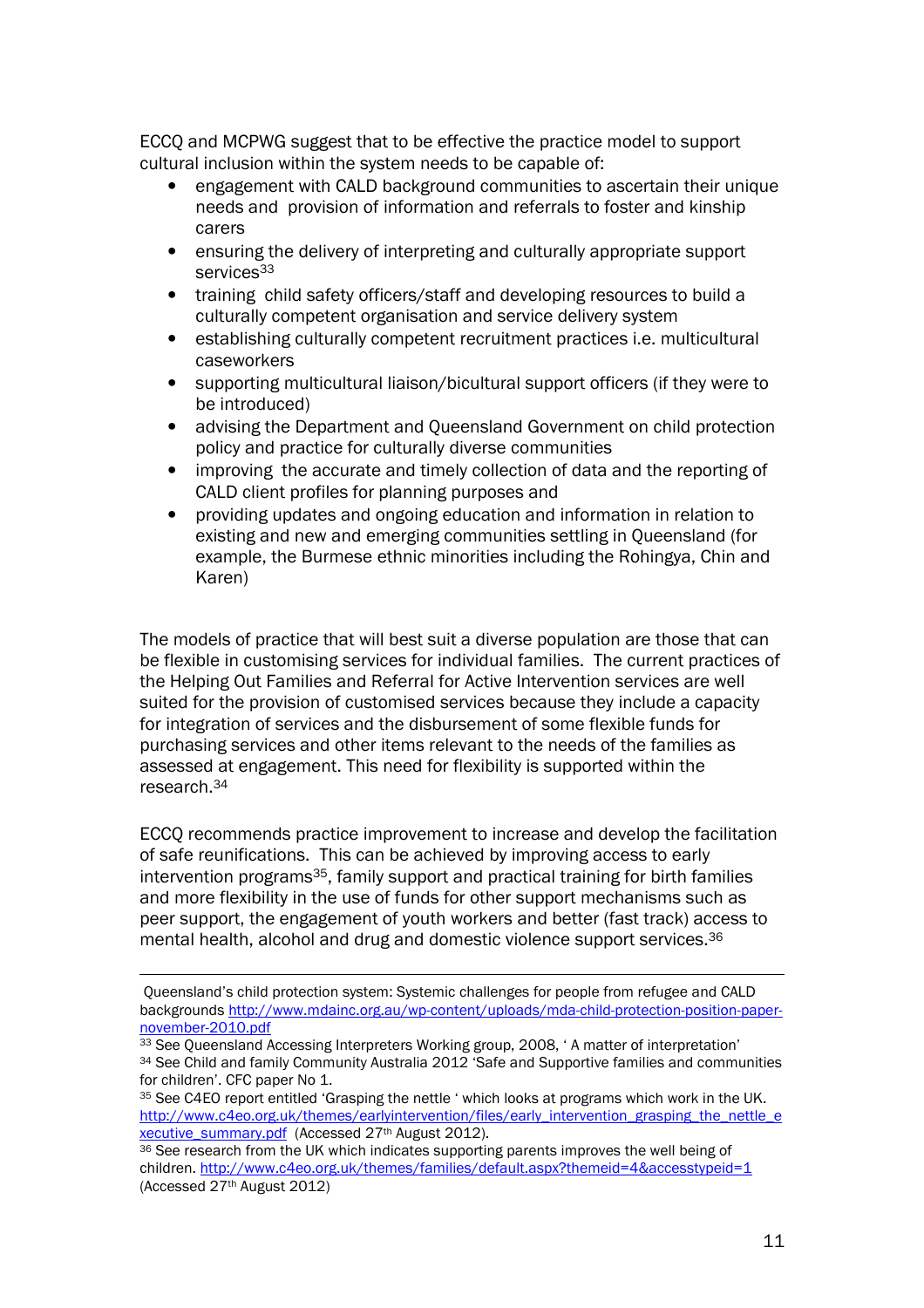ECCQ and MCPWG suggest that to be effective the practice model to support cultural inclusion within the system needs to be capable of:

- engagement with CALD background communities to ascertain their unique needs and provision of information and referrals to foster and kinship carers
- ensuring the delivery of interpreting and culturally appropriate support services[33]
- training child safety officers/staff and developing resources to build a culturally competent organisation and service delivery system
- establishing culturally competent recruitment practices i.e. multicultural caseworkers
- supporting multicultural liaison/bicultural support officers (if they were to be introduced)
- advising the Department and Queensland Government on child protection policy and practice for culturally diverse communities
- improving the accurate and timely collection of data and the reporting of CALD client profiles for planning purposes and
- providing updates and ongoing education and information in relation to existing and new and emerging communities settling in Queensland (for example, the Burmese ethnic minorities including the Rohingya, Chin and Karen)

The models of practice that will best suit a diverse population are those that can be flexible in customising services for individual families. The current practices of the Helping Out Families and Referral for Active Intervention services are well suited for the provision of customised services because they include a capacity for integration of services and the disbursement of some flexible funds for purchasing services and other items relevant to the needs of the families as assessed at engagement. This need for flexibility is supported within the research.[34]

ECCQ recommends practice improvement to increase and develop the facilitation of safe reunifications. This can be achieved by improving access to early intervention programs[35], family support and practical training for birth families and more flexibility in the use of funds for other support mechanisms such as peer support, the engagement of youth workers and better (fast track) access to mental health, alcohol and drug and domestic violence support services.[36]

---

Queensland's child protection system: Systemic challenges for people from refugee and CALD backgrounds http://www.mdainc.org.au/wp-content/uploads/mda-child-protection-position-paper-november-2010.pdf

[33] See Queensland Accessing Interpreters Working group, 2008, ' A matter of interpretation'

[34] See Child and family Community Australia 2012 'Safe and Supportive families and communities for children'. CFC paper No 1.

[35] See C4EO report entitled 'Grasping the nettle ' which looks at programs which work in the UK. http://www.c4eo.org.uk/themes/earlyintervention/files/early_intervention_grasping_the_nettle_executive_summary.pdf (Accessed 27th August 2012).

[36] See research from the UK which indicates supporting parents improves the well being of children. http://www.c4eo.org.uk/themes/families/default.aspx?themeid=4&accesstypeid=1 (Accessed 27th August 2012)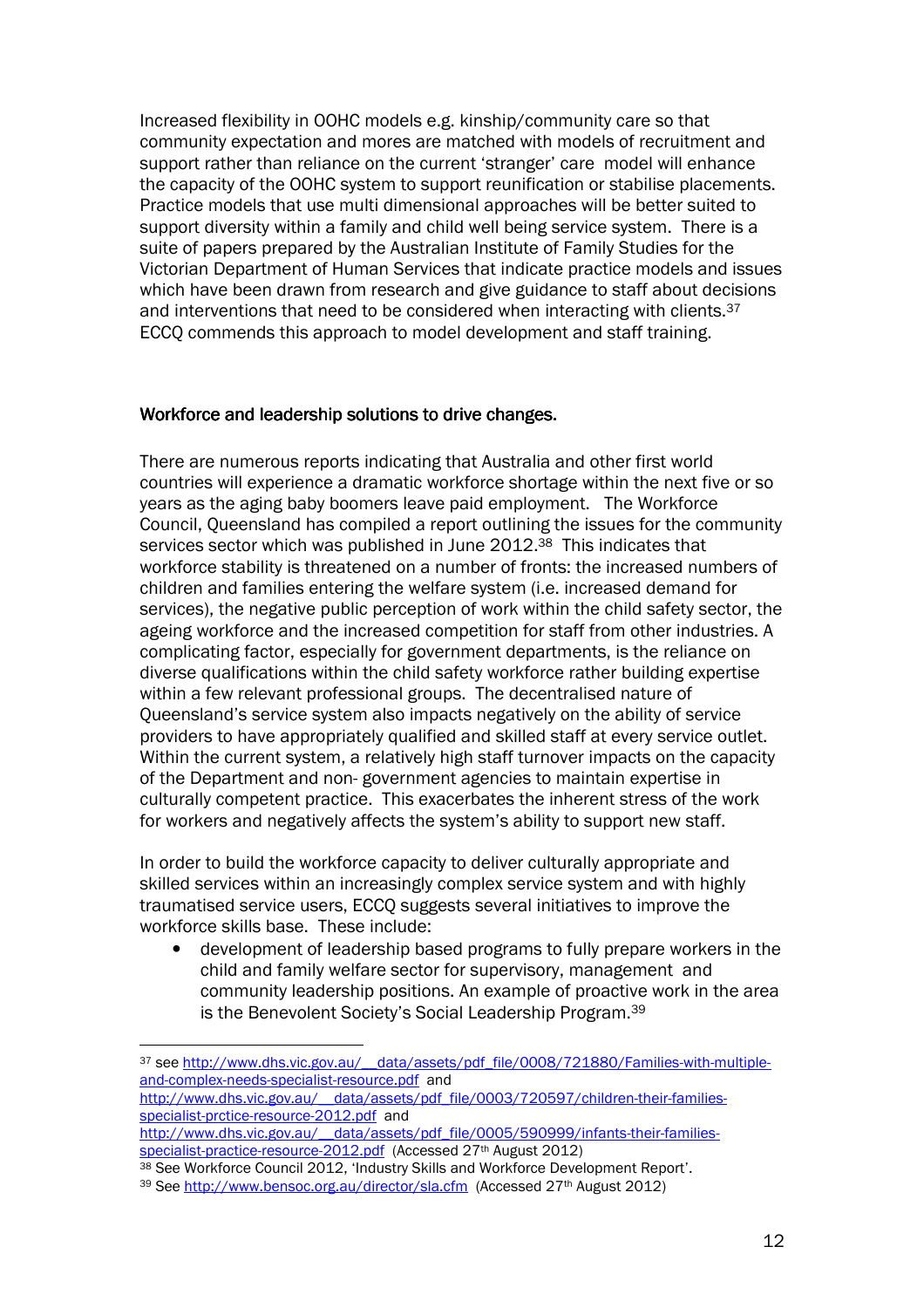Increased flexibility in OOHC models e.g. kinship/community care so that community expectation and mores are matched with models of recruitment and support rather than reliance on the current 'stranger' care model will enhance the capacity of the OOHC system to support reunification or stabilise placements. Practice models that use multi dimensional approaches will be better suited to support diversity within a family and child well being service system. There is a suite of papers prepared by the Australian Institute of Family Studies for the Victorian Department of Human Services that indicate practice models and issues which have been drawn from research and give guidance to staff about decisions and interventions that need to be considered when interacting with clients.[37] ECCQ commends this approach to model development and staff training.

## Workforce and leadership solutions to drive changes.

There are numerous reports indicating that Australia and other first world countries will experience a dramatic workforce shortage within the next five or so years as the aging baby boomers leave paid employment. The Workforce Council, Queensland has compiled a report outlining the issues for the community services sector which was published in June 2012.[38] This indicates that workforce stability is threatened on a number of fronts: the increased numbers of children and families entering the welfare system (i.e. increased demand for services), the negative public perception of work within the child safety sector, the ageing workforce and the increased competition for staff from other industries. A complicating factor, especially for government departments, is the reliance on diverse qualifications within the child safety workforce rather building expertise within a few relevant professional groups. The decentralised nature of Queensland's service system also impacts negatively on the ability of service providers to have appropriately qualified and skilled staff at every service outlet. Within the current system, a relatively high staff turnover impacts on the capacity of the Department and non- government agencies to maintain expertise in culturally competent practice. This exacerbates the inherent stress of the work for workers and negatively affects the system's ability to support new staff.

In order to build the workforce capacity to deliver culturally appropriate and skilled services within an increasingly complex service system and with highly traumatised service users, ECCQ suggests several initiatives to improve the workforce skills base. These include:

- development of leadership based programs to fully prepare workers in the child and family welfare sector for supervisory, management and community leadership positions. An example of proactive work in the area is the Benevolent Society's Social Leadership Program.[39]

---

[37] see http://www.dhs.vic.gov.au/__data/assets/pdf_file/0008/721880/Families-with-multiple-and-complex-needs-specialist-resource.pdf and http://www.dhs.vic.gov.au/__data/assets/pdf_file/0003/720597/children-their-families-specialist-prctice-resource-2012.pdf and http://www.dhs.vic.gov.au/__data/assets/pdf_file/0005/590999/infants-their-families-specialist-practice-resource-2012.pdf (Accessed 27th August 2012)

[38] See Workforce Council 2012, 'Industry Skills and Workforce Development Report'.

[39] See http://www.bensoc.org.au/director/sla.cfm (Accessed 27th August 2012)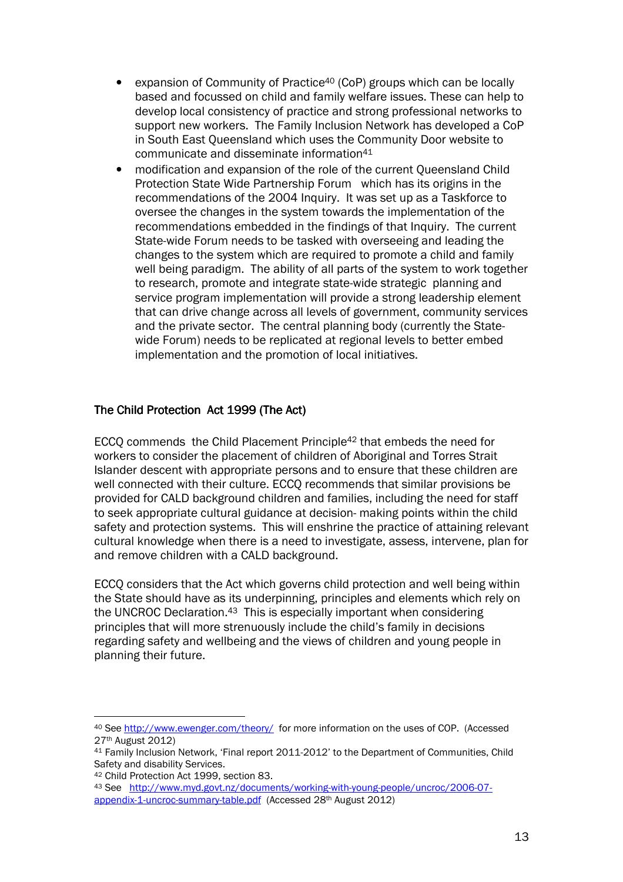- expansion of Community of Practice[40] (CoP) groups which can be locally based and focussed on child and family welfare issues. These can help to develop local consistency of practice and strong professional networks to support new workers. The Family Inclusion Network has developed a CoP in South East Queensland which uses the Community Door website to communicate and disseminate information[41]
- modification and expansion of the role of the current Queensland Child Protection State Wide Partnership Forum which has its origins in the recommendations of the 2004 Inquiry. It was set up as a Taskforce to oversee the changes in the system towards the implementation of the recommendations embedded in the findings of that Inquiry. The current State-wide Forum needs to be tasked with overseeing and leading the changes to the system which are required to promote a child and family well being paradigm. The ability of all parts of the system to work together to research, promote and integrate state-wide strategic planning and service program implementation will provide a strong leadership element that can drive change across all levels of government, community services and the private sector. The central planning body (currently the State-wide Forum) needs to be replicated at regional levels to better embed implementation and the promotion of local initiatives.

## The Child Protection Act 1999 (The Act)

ECCQ commends the Child Placement Principle[42] that embeds the need for workers to consider the placement of children of Aboriginal and Torres Strait Islander descent with appropriate persons and to ensure that these children are well connected with their culture. ECCQ recommends that similar provisions be provided for CALD background children and families, including the need for staff to seek appropriate cultural guidance at decision- making points within the child safety and protection systems. This will enshrine the practice of attaining relevant cultural knowledge when there is a need to investigate, assess, intervene, plan for and remove children with a CALD background.

ECCQ considers that the Act which governs child protection and well being within the State should have as its underpinning, principles and elements which rely on the UNCROC Declaration.[43] This is especially important when considering principles that will more strenuously include the child's family in decisions regarding safety and wellbeing and the views of children and young people in planning their future.

---

[40] See http://www.ewenger.com/theory/ for more information on the uses of COP. (Accessed 27th August 2012)

[41] Family Inclusion Network, 'Final report 2011-2012' to the Department of Communities, Child Safety and disability Services.

[42] Child Protection Act 1999, section 83.

[43] See http://www.myd.govt.nz/documents/working-with-young-people/uncroc/2006-07-appendix-1-uncroc-summary-table.pdf (Accessed 28th August 2012)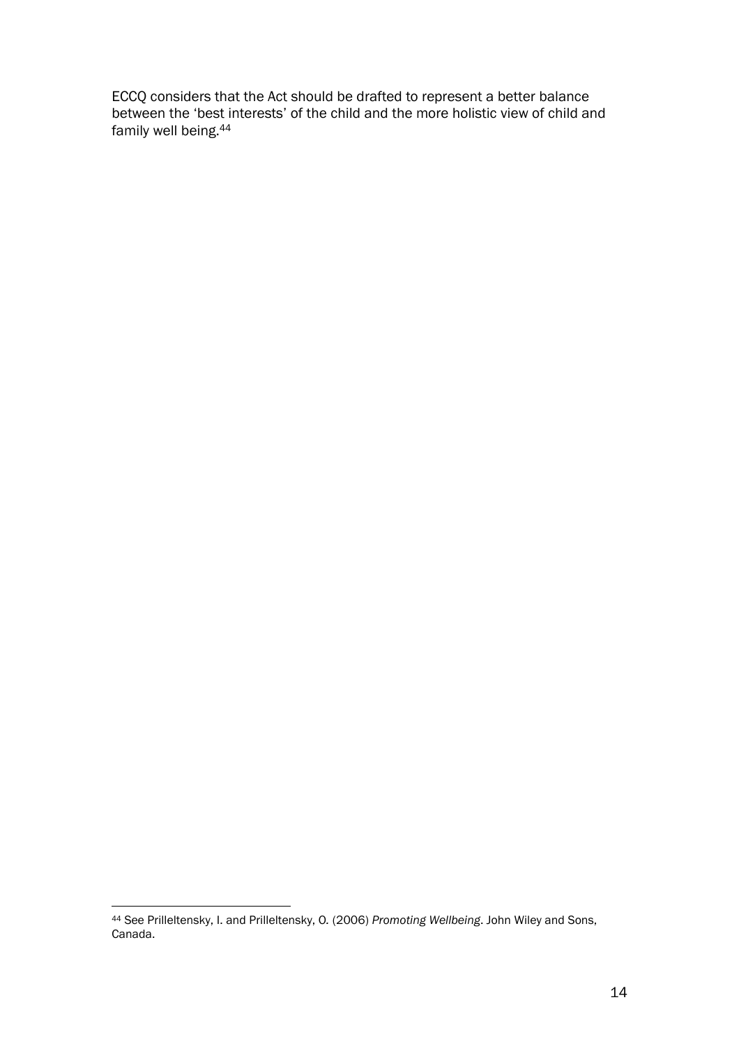ECCQ considers that the Act should be drafted to represent a better balance between the 'best interests' of the child and the more holistic view of child and family well being.[44]

---

[44] See Prilleltensky, I. and Prilleltensky, O. (2006) *Promoting Wellbeing*. John Wiley and Sons, Canada.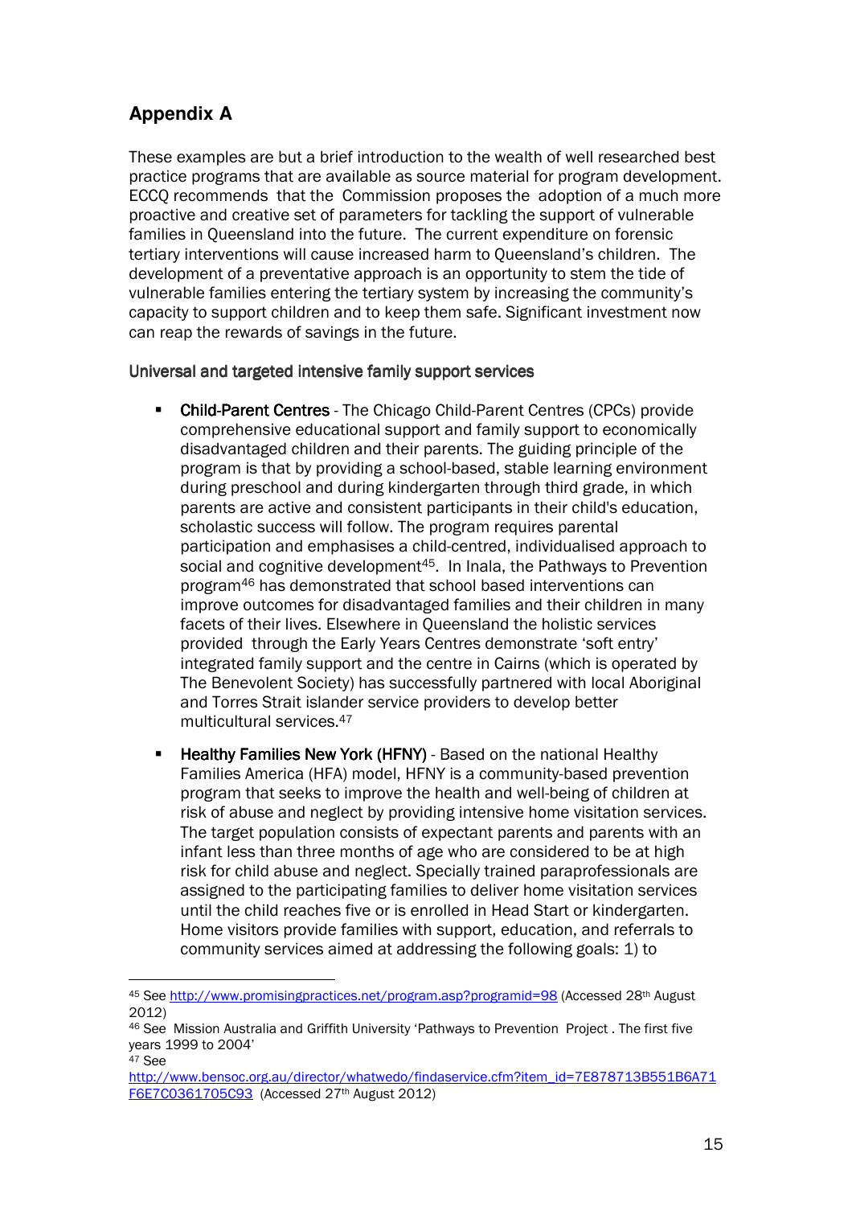## Appendix A

These examples are but a brief introduction to the wealth of well researched best practice programs that are available as source material for program development. ECCQ recommends that the Commission proposes the adoption of a much more proactive and creative set of parameters for tackling the support of vulnerable families in Queensland into the future. The current expenditure on forensic tertiary interventions will cause increased harm to Queensland's children. The development of a preventative approach is an opportunity to stem the tide of vulnerable families entering the tertiary system by increasing the community's capacity to support children and to keep them safe. Significant investment now can reap the rewards of savings in the future.

Universal and targeted intensive family support services

- Child-Parent Centres - The Chicago Child-Parent Centres (CPCs) provide comprehensive educational support and family support to economically disadvantaged children and their parents. The guiding principle of the program is that by providing a school-based, stable learning environment during preschool and during kindergarten through third grade, in which parents are active and consistent participants in their child's education, scholastic success will follow. The program requires parental participation and emphasises a child-centred, individualised approach to social and cognitive development[45]. In Inala, the Pathways to Prevention program[46] has demonstrated that school based interventions can improve outcomes for disadvantaged families and their children in many facets of their lives. Elsewhere in Queensland the holistic services provided through the Early Years Centres demonstrate 'soft entry' integrated family support and the centre in Cairns (which is operated by The Benevolent Society) has successfully partnered with local Aboriginal and Torres Strait islander service providers to develop better multicultural services.[47]

- Healthy Families New York (HFNY) - Based on the national Healthy Families America (HFA) model, HFNY is a community-based prevention program that seeks to improve the health and well-being of children at risk of abuse and neglect by providing intensive home visitation services. The target population consists of expectant parents and parents with an infant less than three months of age who are considered to be at high risk for child abuse and neglect. Specially trained paraprofessionals are assigned to the participating families to deliver home visitation services until the child reaches five or is enrolled in Head Start or kindergarten. Home visitors provide families with support, education, and referrals to community services aimed at addressing the following goals: 1) to

---

[45] See http://www.promisingpractices.net/program.asp?programid=98 (Accessed 28th August 2012)

[46] See Mission Australia and Griffith University 'Pathways to Prevention Project . The first five years 1999 to 2004'

[47] See http://www.bensoc.org.au/director/whatwedo/findaservice.cfm?item_id=7E878713B551B6A71F6E7C0361705C93 (Accessed 27th August 2012)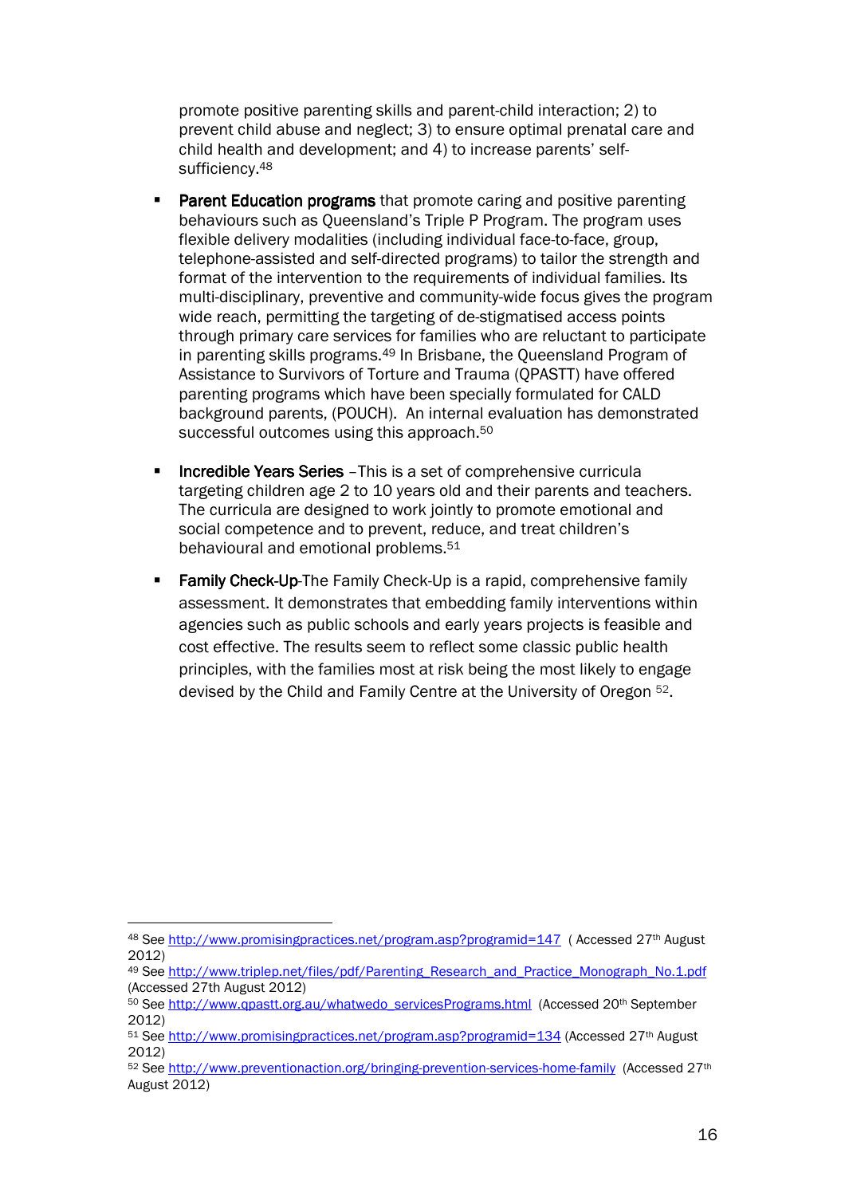promote positive parenting skills and parent-child interaction; 2) to prevent child abuse and neglect; 3) to ensure optimal prenatal care and child health and development; and 4) to increase parents' self-sufficiency.[48]

- **Parent Education programs** that promote caring and positive parenting behaviours such as Queensland's Triple P Program. The program uses flexible delivery modalities (including individual face-to-face, group, telephone-assisted and self-directed programs) to tailor the strength and format of the intervention to the requirements of individual families. Its multi-disciplinary, preventive and community-wide focus gives the program wide reach, permitting the targeting of de-stigmatised access points through primary care services for families who are reluctant to participate in parenting skills programs.[49] In Brisbane, the Queensland Program of Assistance to Survivors of Torture and Trauma (QPASTT) have offered parenting programs which have been specially formulated for CALD background parents, (POUCH). An internal evaluation has demonstrated successful outcomes using this approach.[50]

- **Incredible Years Series** –This is a set of comprehensive curricula targeting children age 2 to 10 years old and their parents and teachers. The curricula are designed to work jointly to promote emotional and social competence and to prevent, reduce, and treat children's behavioural and emotional problems.[51]

- **Family Check-Up**-The Family Check-Up is a rapid, comprehensive family assessment. It demonstrates that embedding family interventions within agencies such as public schools and early years projects is feasible and cost effective. The results seem to reflect some classic public health principles, with the families most at risk being the most likely to engage devised by the Child and Family Centre at the University of Oregon [52].

---

[48] See http://www.promisingpractices.net/program.asp?programid=147 ( Accessed 27th August 2012)

[49] See http://www.triplep.net/files/pdf/Parenting_Research_and_Practice_Monograph_No.1.pdf (Accessed 27th August 2012)

[50] See http://www.qpastt.org.au/whatwedo_servicesPrograms.html (Accessed 20th September 2012)

[51] See http://www.promisingpractices.net/program.asp?programid=134 (Accessed 27th August 2012)

[52] See http://www.preventionaction.org/bringing-prevention-services-home-family (Accessed 27th August 2012)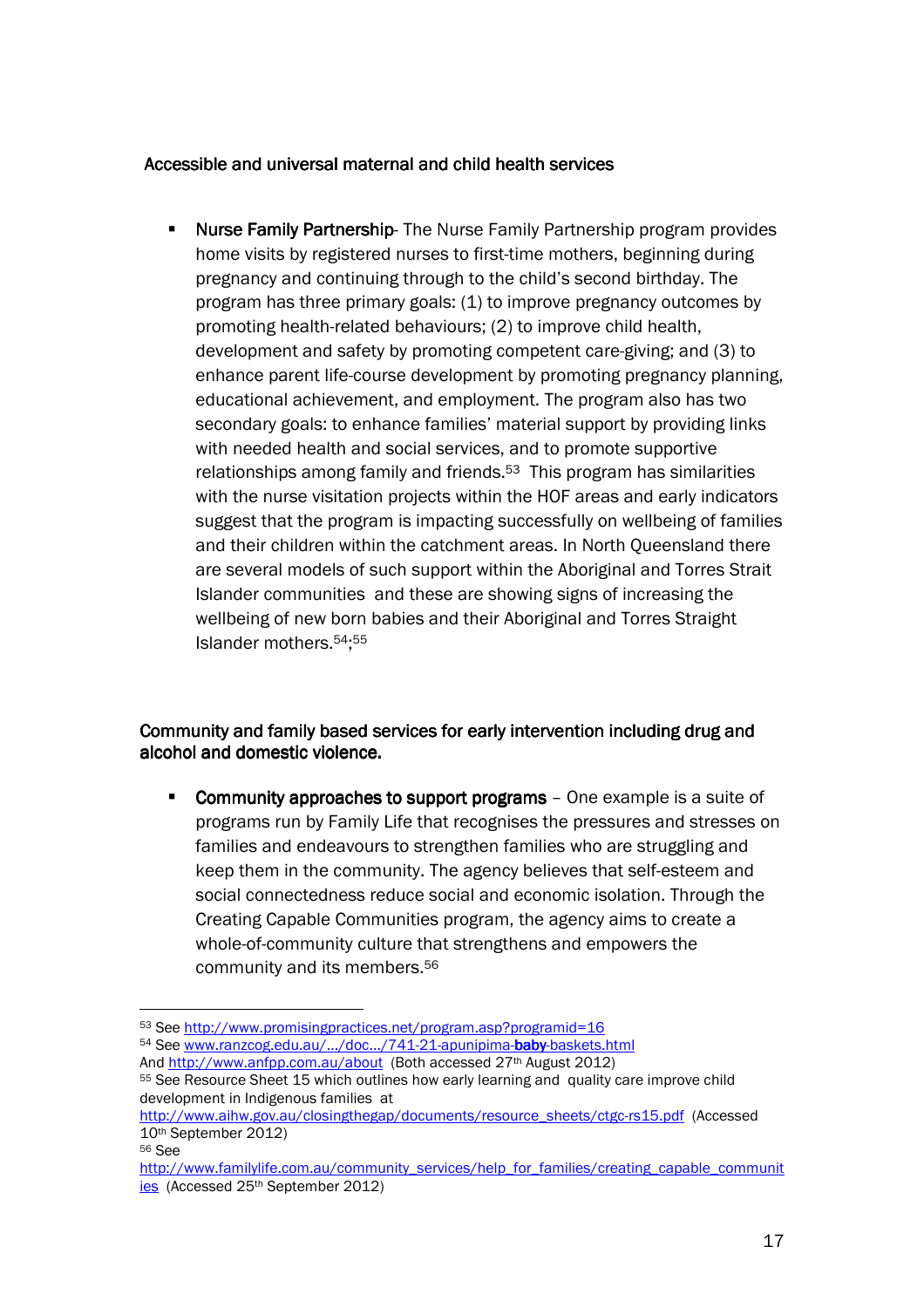### Accessible and universal maternal and child health services

- **Nurse Family Partnership**- The Nurse Family Partnership program provides home visits by registered nurses to first-time mothers, beginning during pregnancy and continuing through to the child's second birthday. The program has three primary goals: (1) to improve pregnancy outcomes by promoting health-related behaviours; (2) to improve child health, development and safety by promoting competent care-giving; and (3) to enhance parent life-course development by promoting pregnancy planning, educational achievement, and employment. The program also has two secondary goals: to enhance families' material support by providing links with needed health and social services, and to promote supportive relationships among family and friends.[53] This program has similarities with the nurse visitation projects within the HOF areas and early indicators suggest that the program is impacting successfully on wellbeing of families and their children within the catchment areas. In North Queensland there are several models of such support within the Aboriginal and Torres Strait Islander communities and these are showing signs of increasing the wellbeing of new born babies and their Aboriginal and Torres Straight Islander mothers.[54;55]

### Community and family based services for early intervention including drug and alcohol and domestic violence.

- **Community approaches to support programs** – One example is a suite of programs run by Family Life that recognises the pressures and stresses on families and endeavours to strengthen families who are struggling and keep them in the community. The agency believes that self-esteem and social connectedness reduce social and economic isolation. Through the Creating Capable Communities program, the agency aims to create a whole-of-community culture that strengthens and empowers the community and its members.[56]

---

[53] See http://www.promisingpractices.net/program.asp?programid=16

[54] See www.ranzcog.edu.au/.../doc.../741-21-apunipima-**baby**-baskets.html
And http://www.anfpp.com.au/about (Both accessed 27th August 2012)

[55] See Resource Sheet 15 which outlines how early learning and quality care improve child development in Indigenous families at http://www.aihw.gov.au/closingthegap/documents/resource_sheets/ctgc-rs15.pdf (Accessed 10th September 2012)

[56] See http://www.familylife.com.au/community_services/help_for_families/creating_capable_communities (Accessed 25th September 2012)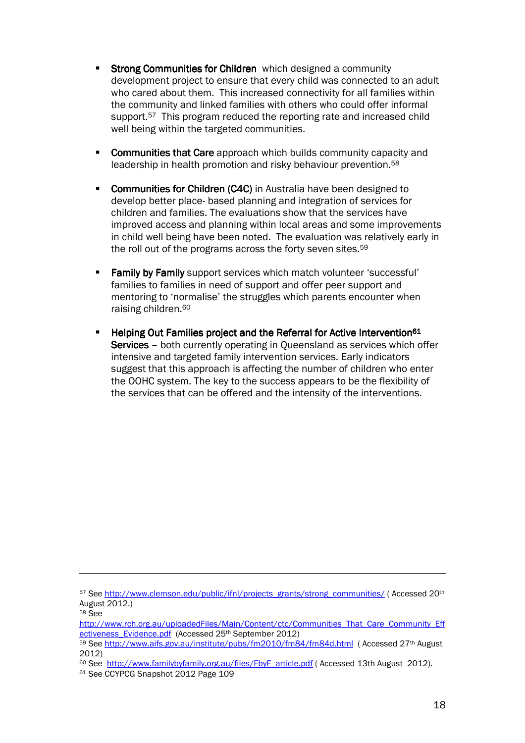- **Strong Communities for Children** which designed a community development project to ensure that every child was connected to an adult who cared about them. This increased connectivity for all families within the community and linked families with others who could offer informal support.[57] This program reduced the reporting rate and increased child well being within the targeted communities.

- **Communities that Care** approach which builds community capacity and leadership in health promotion and risky behaviour prevention.[58]

- **Communities for Children (C4C)** in Australia have been designed to develop better place- based planning and integration of services for children and families. The evaluations show that the services have improved access and planning within local areas and some improvements in child well being have been noted. The evaluation was relatively early in the roll out of the programs across the forty seven sites.[59]

- **Family by Family** support services which match volunteer 'successful' families to families in need of support and offer peer support and mentoring to 'normalise' the struggles which parents encounter when raising children.[60]

- **Helping Out Families project and the Referral for Active Intervention[61] Services** – both currently operating in Queensland as services which offer intensive and targeted family intervention services. Early indicators suggest that this approach is affecting the number of children who enter the OOHC system. The key to the success appears to be the flexibility of the services that can be offered and the intensity of the interventions.

---

[57] See http://www.clemson.edu/public/ifnl/projects_grants/strong_communities/ ( Accessed 20th August 2012.)

[58] See http://www.rch.org.au/uploadedFiles/Main/Content/ctc/Communities_That_Care_Community_Effectiveness_Evidence.pdf (Accessed 25th September 2012)

[59] See http://www.aifs.gov.au/institute/pubs/fm2010/fm84/fm84d.html ( Accessed 27th August 2012)

[60] See http://www.familybyfamily.org.au/files/FbyF_article.pdf ( Accessed 13th August 2012).

[61] See CCYPCG Snapshot 2012 Page 109